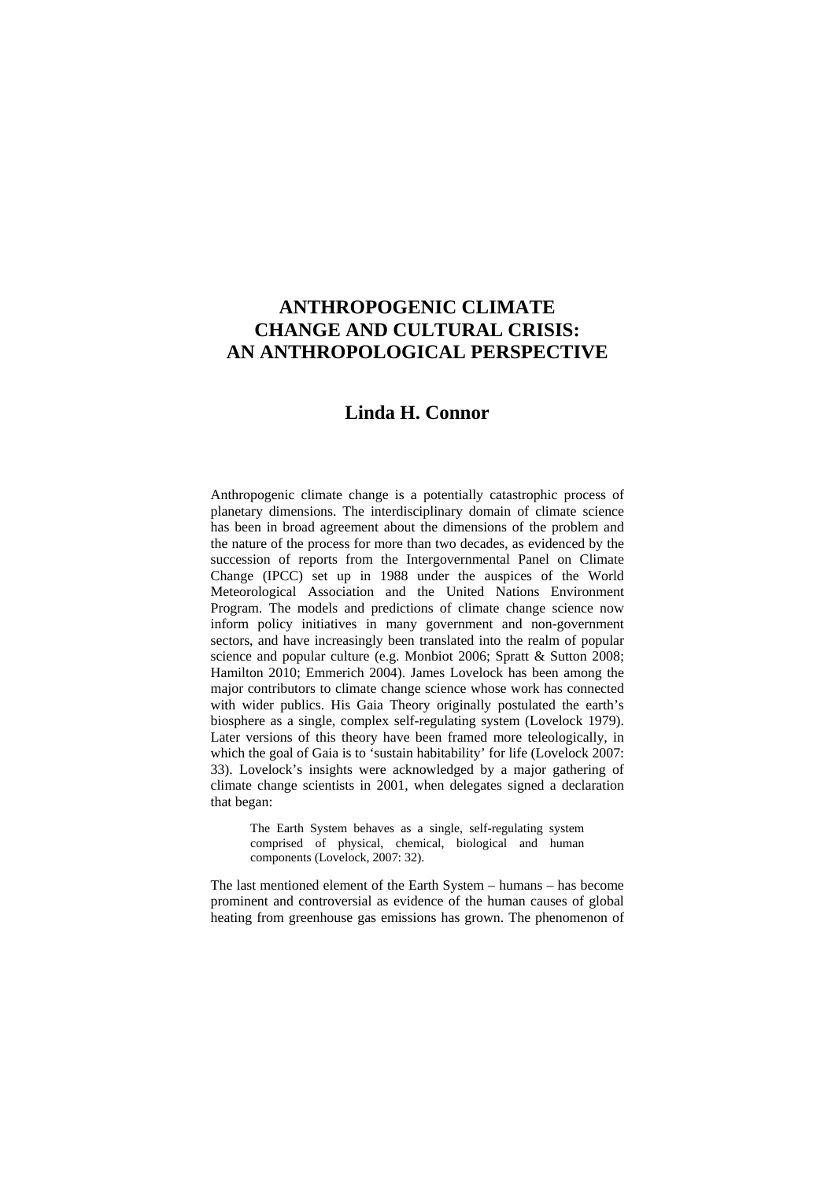# ANTHROPOGENIC CLIMATE CHANGE AND CULTURAL CRISIS: AN ANTHROPOLOGICAL PERSPECTIVE

## Linda H. Connor

Anthropogenic climate change is a potentially catastrophic process of planetary dimensions. The interdisciplinary domain of climate science has been in broad agreement about the dimensions of the problem and the nature of the process for more than two decades, as evidenced by the succession of reports from the Intergovernmental Panel on Climate Change (IPCC) set up in 1988 under the auspices of the World Meteorological Association and the United Nations Environment Program. The models and predictions of climate change science now inform policy initiatives in many government and non-government sectors, and have increasingly been translated into the realm of popular science and popular culture (e.g. Monbiot 2006; Spratt & Sutton 2008; Hamilton 2010; Emmerich 2004). James Lovelock has been among the major contributors to climate change science whose work has connected with wider publics. His Gaia Theory originally postulated the earth's biosphere as a single, complex self-regulating system (Lovelock 1979). Later versions of this theory have been framed more teleologically, in which the goal of Gaia is to 'sustain habitability' for life (Lovelock 2007: 33). Lovelock's insights were acknowledged by a major gathering of climate change scientists in 2001, when delegates signed a declaration that began:

> The Earth System behaves as a single, self-regulating system comprised of physical, chemical, biological and human components (Lovelock, 2007: 32).

The last mentioned element of the Earth System – humans – has become prominent and controversial as evidence of the human causes of global heating from greenhouse gas emissions has grown. The phenomenon of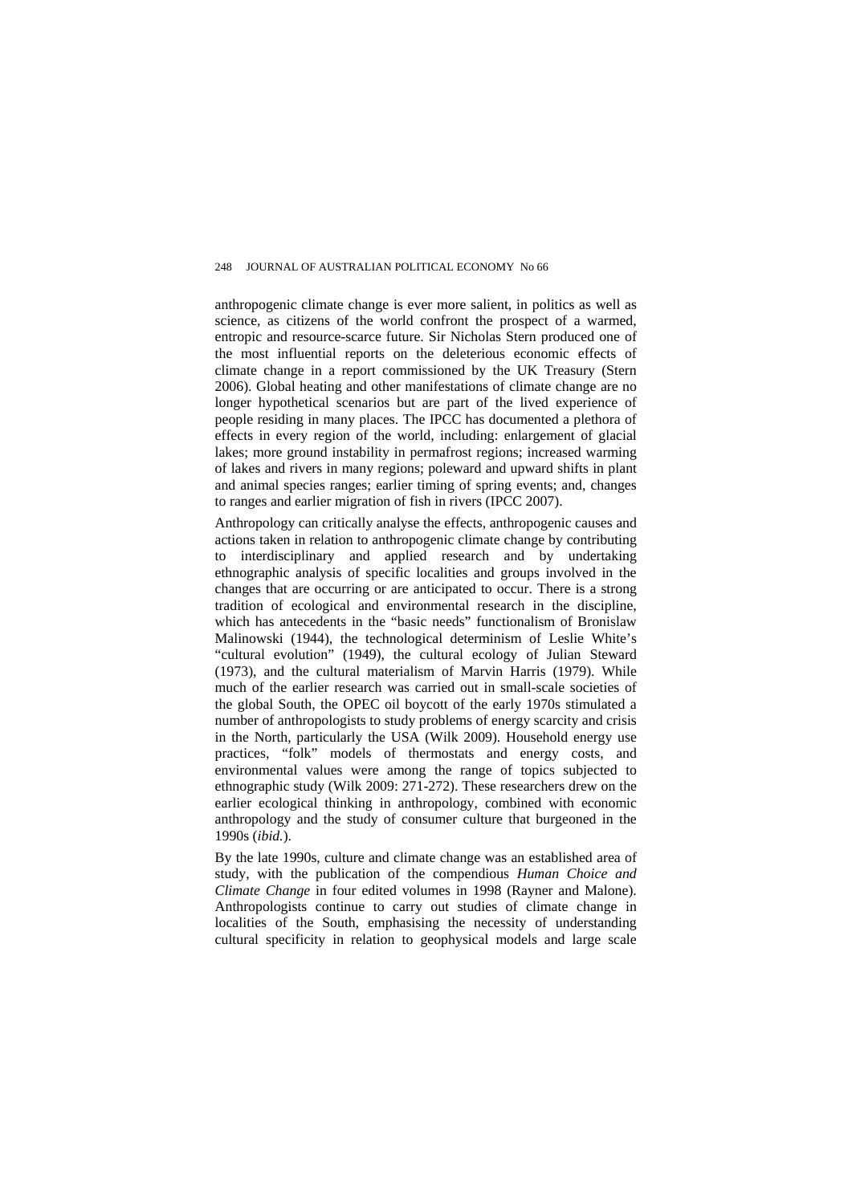anthropogenic climate change is ever more salient, in politics as well as science, as citizens of the world confront the prospect of a warmed, entropic and resource-scarce future. Sir Nicholas Stern produced one of the most influential reports on the deleterious economic effects of climate change in a report commissioned by the UK Treasury (Stern 2006). Global heating and other manifestations of climate change are no longer hypothetical scenarios but are part of the lived experience of people residing in many places. The IPCC has documented a plethora of effects in every region of the world, including: enlargement of glacial lakes; more ground instability in permafrost regions; increased warming of lakes and rivers in many regions; poleward and upward shifts in plant and animal species ranges; earlier timing of spring events; and, changes to ranges and earlier migration of fish in rivers (IPCC 2007).

Anthropology can critically analyse the effects, anthropogenic causes and actions taken in relation to anthropogenic climate change by contributing to interdisciplinary and applied research and by undertaking ethnographic analysis of specific localities and groups involved in the changes that are occurring or are anticipated to occur. There is a strong tradition of ecological and environmental research in the discipline, which has antecedents in the "basic needs" functionalism of Bronislaw Malinowski (1944), the technological determinism of Leslie White's "cultural evolution" (1949), the cultural ecology of Julian Steward (1973), and the cultural materialism of Marvin Harris (1979). While much of the earlier research was carried out in small-scale societies of the global South, the OPEC oil boycott of the early 1970s stimulated a number of anthropologists to study problems of energy scarcity and crisis in the North, particularly the USA (Wilk 2009). Household energy use practices, "folk" models of thermostats and energy costs, and environmental values were among the range of topics subjected to ethnographic study (Wilk 2009: 271-272). These researchers drew on the earlier ecological thinking in anthropology, combined with economic anthropology and the study of consumer culture that burgeoned in the 1990s (*ibid.*).

By the late 1990s, culture and climate change was an established area of study, with the publication of the compendious *Human Choice and Climate Change* in four edited volumes in 1998 (Rayner and Malone). Anthropologists continue to carry out studies of climate change in localities of the South, emphasising the necessity of understanding cultural specificity in relation to geophysical models and large scale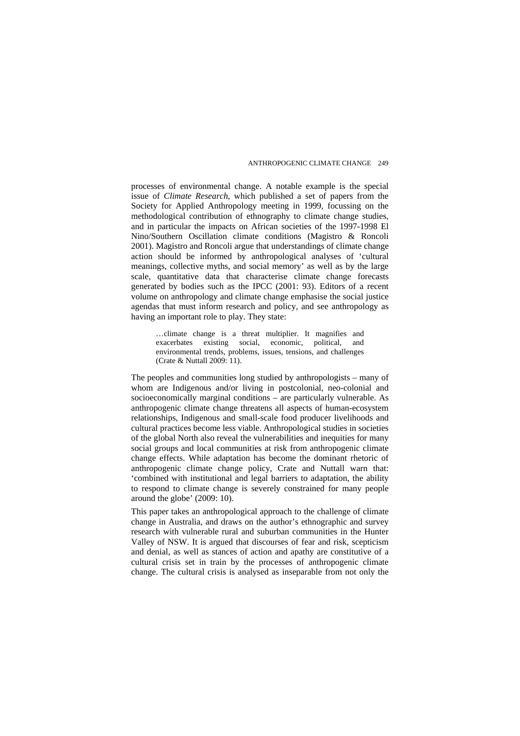processes of environmental change. A notable example is the special issue of *Climate Research*, which published a set of papers from the Society for Applied Anthropology meeting in 1999, focussing on the methodological contribution of ethnography to climate change studies, and in particular the impacts on African societies of the 1997-1998 El Nino/Southern Oscillation climate conditions (Magistro & Roncoli 2001). Magistro and Roncoli argue that understandings of climate change action should be informed by anthropological analyses of 'cultural meanings, collective myths, and social memory' as well as by the large scale, quantitative data that characterise climate change forecasts generated by bodies such as the IPCC (2001: 93). Editors of a recent volume on anthropology and climate change emphasise the social justice agendas that must inform research and policy, and see anthropology as having an important role to play. They state:

> …climate change is a threat multiplier. It magnifies and exacerbates existing social, economic, political, and environmental trends, problems, issues, tensions, and challenges (Crate & Nuttall 2009: 11).

The peoples and communities long studied by anthropologists – many of whom are Indigenous and/or living in postcolonial, neo-colonial and socioeconomically marginal conditions – are particularly vulnerable. As anthropogenic climate change threatens all aspects of human-ecosystem relationships, Indigenous and small-scale food producer livelihoods and cultural practices become less viable. Anthropological studies in societies of the global North also reveal the vulnerabilities and inequities for many social groups and local communities at risk from anthropogenic climate change effects. While adaptation has become the dominant rhetoric of anthropogenic climate change policy, Crate and Nuttall warn that: 'combined with institutional and legal barriers to adaptation, the ability to respond to climate change is severely constrained for many people around the globe' (2009: 10).

This paper takes an anthropological approach to the challenge of climate change in Australia, and draws on the author's ethnographic and survey research with vulnerable rural and suburban communities in the Hunter Valley of NSW. It is argued that discourses of fear and risk, scepticism and denial, as well as stances of action and apathy are constitutive of a cultural crisis set in train by the processes of anthropogenic climate change. The cultural crisis is analysed as inseparable from not only the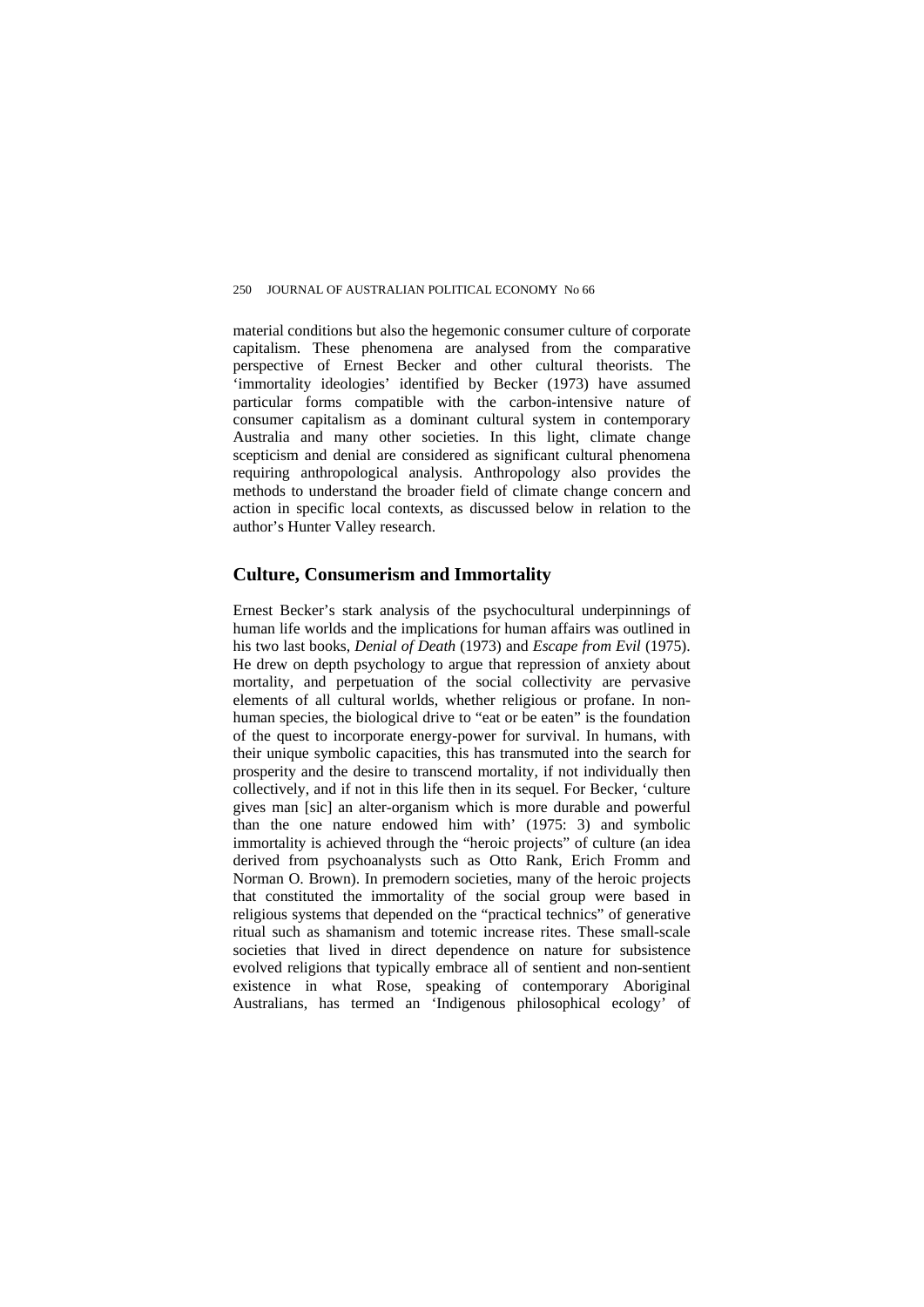material conditions but also the hegemonic consumer culture of corporate capitalism. These phenomena are analysed from the comparative perspective of Ernest Becker and other cultural theorists. The 'immortality ideologies' identified by Becker (1973) have assumed particular forms compatible with the carbon-intensive nature of consumer capitalism as a dominant cultural system in contemporary Australia and many other societies. In this light, climate change scepticism and denial are considered as significant cultural phenomena requiring anthropological analysis. Anthropology also provides the methods to understand the broader field of climate change concern and action in specific local contexts, as discussed below in relation to the author's Hunter Valley research.

## Culture, Consumerism and Immortality

Ernest Becker's stark analysis of the psychocultural underpinnings of human life worlds and the implications for human affairs was outlined in his two last books, *Denial of Death* (1973) and *Escape from Evil* (1975). He drew on depth psychology to argue that repression of anxiety about mortality, and perpetuation of the social collectivity are pervasive elements of all cultural worlds, whether religious or profane. In non-human species, the biological drive to "eat or be eaten" is the foundation of the quest to incorporate energy-power for survival. In humans, with their unique symbolic capacities, this has transmuted into the search for prosperity and the desire to transcend mortality, if not individually then collectively, and if not in this life then in its sequel. For Becker, 'culture gives man [sic] an alter-organism which is more durable and powerful than the one nature endowed him with' (1975: 3) and symbolic immortality is achieved through the "heroic projects" of culture (an idea derived from psychoanalysts such as Otto Rank, Erich Fromm and Norman O. Brown). In premodern societies, many of the heroic projects that constituted the immortality of the social group were based in religious systems that depended on the "practical technics" of generative ritual such as shamanism and totemic increase rites. These small-scale societies that lived in direct dependence on nature for subsistence evolved religions that typically embrace all of sentient and non-sentient existence in what Rose, speaking of contemporary Aboriginal Australians, has termed an 'Indigenous philosophical ecology' of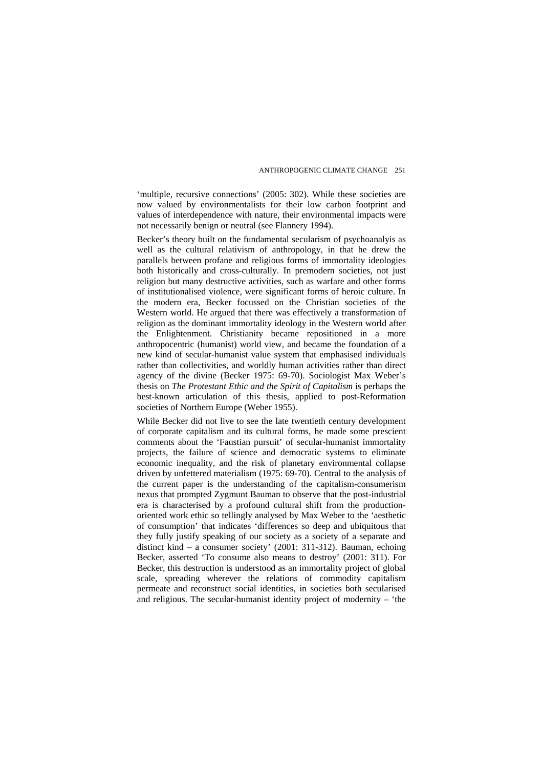'multiple, recursive connections' (2005: 302). While these societies are now valued by environmentalists for their low carbon footprint and values of interdependence with nature, their environmental impacts were not necessarily benign or neutral (see Flannery 1994).

Becker's theory built on the fundamental secularism of psychoanalyis as well as the cultural relativism of anthropology, in that he drew the parallels between profane and religious forms of immortality ideologies both historically and cross-culturally. In premodern societies, not just religion but many destructive activities, such as warfare and other forms of institutionalised violence, were significant forms of heroic culture. In the modern era, Becker focussed on the Christian societies of the Western world. He argued that there was effectively a transformation of religion as the dominant immortality ideology in the Western world after the Enlightenment. Christianity became repositioned in a more anthropocentric (humanist) world view, and became the foundation of a new kind of secular-humanist value system that emphasised individuals rather than collectivities, and worldly human activities rather than direct agency of the divine (Becker 1975: 69-70). Sociologist Max Weber's thesis on *The Protestant Ethic and the Spirit of Capitalism* is perhaps the best-known articulation of this thesis, applied to post-Reformation societies of Northern Europe (Weber 1955).

While Becker did not live to see the late twentieth century development of corporate capitalism and its cultural forms, he made some prescient comments about the 'Faustian pursuit' of secular-humanist immortality projects, the failure of science and democratic systems to eliminate economic inequality, and the risk of planetary environmental collapse driven by unfettered materialism (1975: 69-70). Central to the analysis of the current paper is the understanding of the capitalism-consumerism nexus that prompted Zygmunt Bauman to observe that the post-industrial era is characterised by a profound cultural shift from the production-oriented work ethic so tellingly analysed by Max Weber to the 'aesthetic of consumption' that indicates 'differences so deep and ubiquitous that they fully justify speaking of our society as a society of a separate and distinct kind – a consumer society' (2001: 311-312). Bauman, echoing Becker, asserted 'To consume also means to destroy' (2001: 311). For Becker, this destruction is understood as an immortality project of global scale, spreading wherever the relations of commodity capitalism permeate and reconstruct social identities, in societies both secularised and religious. The secular-humanist identity project of modernity – 'the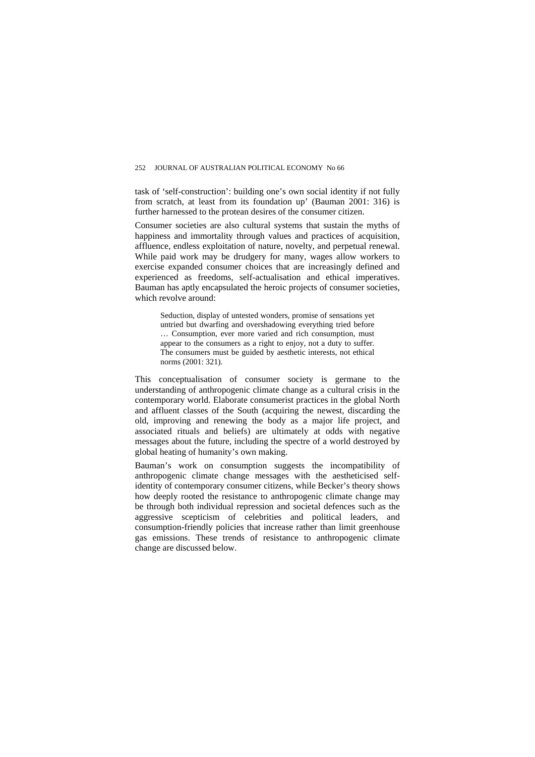task of 'self-construction': building one's own social identity if not fully from scratch, at least from its foundation up' (Bauman 2001: 316) is further harnessed to the protean desires of the consumer citizen.

Consumer societies are also cultural systems that sustain the myths of happiness and immortality through values and practices of acquisition, affluence, endless exploitation of nature, novelty, and perpetual renewal. While paid work may be drudgery for many, wages allow workers to exercise expanded consumer choices that are increasingly defined and experienced as freedoms, self-actualisation and ethical imperatives. Bauman has aptly encapsulated the heroic projects of consumer societies, which revolve around:

> Seduction, display of untested wonders, promise of sensations yet untried but dwarfing and overshadowing everything tried before … Consumption, ever more varied and rich consumption, must appear to the consumers as a right to enjoy, not a duty to suffer. The consumers must be guided by aesthetic interests, not ethical norms (2001: 321).

This conceptualisation of consumer society is germane to the understanding of anthropogenic climate change as a cultural crisis in the contemporary world. Elaborate consumerist practices in the global North and affluent classes of the South (acquiring the newest, discarding the old, improving and renewing the body as a major life project, and associated rituals and beliefs) are ultimately at odds with negative messages about the future, including the spectre of a world destroyed by global heating of humanity's own making.

Bauman's work on consumption suggests the incompatibility of anthropogenic climate change messages with the aestheticised self-identity of contemporary consumer citizens, while Becker's theory shows how deeply rooted the resistance to anthropogenic climate change may be through both individual repression and societal defences such as the aggressive scepticism of celebrities and political leaders, and consumption-friendly policies that increase rather than limit greenhouse gas emissions. These trends of resistance to anthropogenic climate change are discussed below.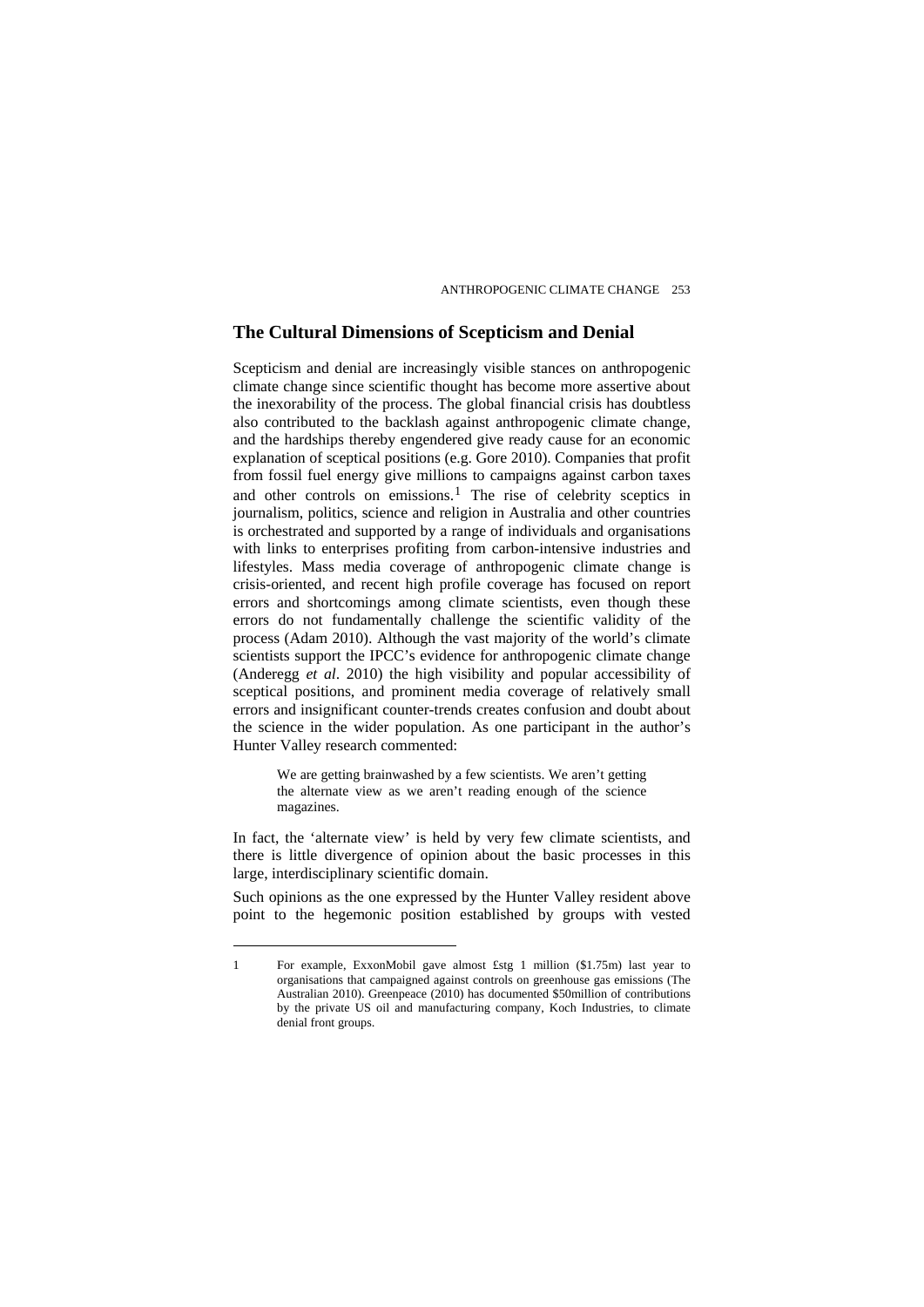## The Cultural Dimensions of Scepticism and Denial

Scepticism and denial are increasingly visible stances on anthropogenic climate change since scientific thought has become more assertive about the inexorability of the process. The global financial crisis has doubtless also contributed to the backlash against anthropogenic climate change, and the hardships thereby engendered give ready cause for an economic explanation of sceptical positions (e.g. Gore 2010). Companies that profit from fossil fuel energy give millions to campaigns against carbon taxes and other controls on emissions.[1] The rise of celebrity sceptics in journalism, politics, science and religion in Australia and other countries is orchestrated and supported by a range of individuals and organisations with links to enterprises profiting from carbon-intensive industries and lifestyles. Mass media coverage of anthropogenic climate change is crisis-oriented, and recent high profile coverage has focused on report errors and shortcomings among climate scientists, even though these errors do not fundamentally challenge the scientific validity of the process (Adam 2010). Although the vast majority of the world's climate scientists support the IPCC's evidence for anthropogenic climate change (Anderegg *et al*. 2010) the high visibility and popular accessibility of sceptical positions, and prominent media coverage of relatively small errors and insignificant counter-trends creates confusion and doubt about the science in the wider population. As one participant in the author's Hunter Valley research commented:

> We are getting brainwashed by a few scientists. We aren't getting the alternate view as we aren't reading enough of the science magazines.

In fact, the 'alternate view' is held by very few climate scientists, and there is little divergence of opinion about the basic processes in this large, interdisciplinary scientific domain.

Such opinions as the one expressed by the Hunter Valley resident above point to the hegemonic position established by groups with vested

---

1 For example, ExxonMobil gave almost £stg 1 million ($1.75m) last year to organisations that campaigned against controls on greenhouse gas emissions (The Australian 2010). Greenpeace (2010) has documented $50million of contributions by the private US oil and manufacturing company, Koch Industries, to climate denial front groups.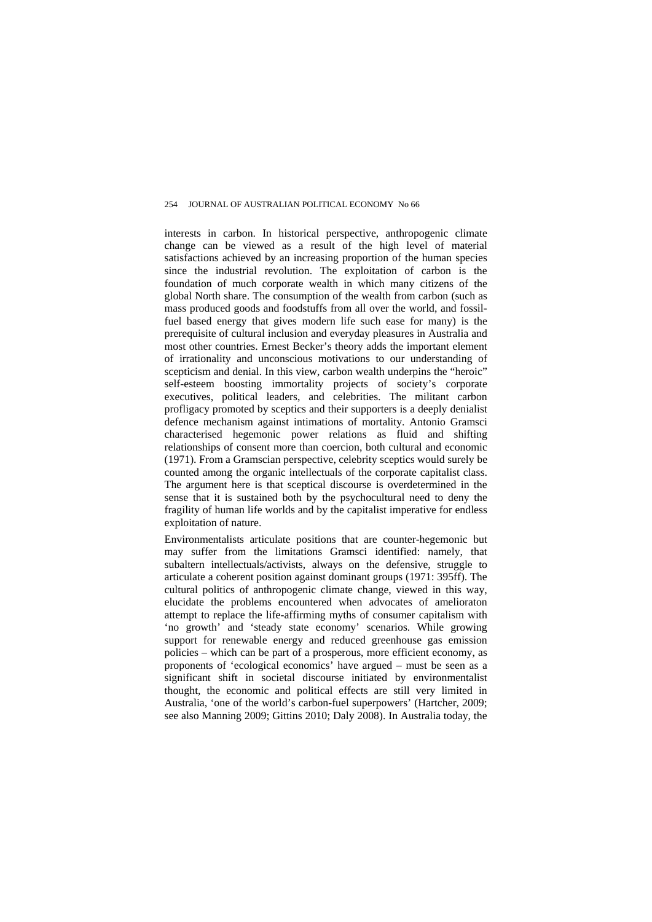interests in carbon. In historical perspective, anthropogenic climate change can be viewed as a result of the high level of material satisfactions achieved by an increasing proportion of the human species since the industrial revolution. The exploitation of carbon is the foundation of much corporate wealth in which many citizens of the global North share. The consumption of the wealth from carbon (such as mass produced goods and foodstuffs from all over the world, and fossil-fuel based energy that gives modern life such ease for many) is the prerequisite of cultural inclusion and everyday pleasures in Australia and most other countries. Ernest Becker's theory adds the important element of irrationality and unconscious motivations to our understanding of scepticism and denial. In this view, carbon wealth underpins the "heroic" self-esteem boosting immortality projects of society's corporate executives, political leaders, and celebrities. The militant carbon profligacy promoted by sceptics and their supporters is a deeply denialist defence mechanism against intimations of mortality. Antonio Gramsci characterised hegemonic power relations as fluid and shifting relationships of consent more than coercion, both cultural and economic (1971). From a Gramscian perspective, celebrity sceptics would surely be counted among the organic intellectuals of the corporate capitalist class. The argument here is that sceptical discourse is overdetermined in the sense that it is sustained both by the psychocultural need to deny the fragility of human life worlds and by the capitalist imperative for endless exploitation of nature.

Environmentalists articulate positions that are counter-hegemonic but may suffer from the limitations Gramsci identified: namely, that subaltern intellectuals/activists, always on the defensive, struggle to articulate a coherent position against dominant groups (1971: 395ff). The cultural politics of anthropogenic climate change, viewed in this way, elucidate the problems encountered when advocates of amelioraton attempt to replace the life-affirming myths of consumer capitalism with 'no growth' and 'steady state economy' scenarios. While growing support for renewable energy and reduced greenhouse gas emission policies – which can be part of a prosperous, more efficient economy, as proponents of 'ecological economics' have argued – must be seen as a significant shift in societal discourse initiated by environmentalist thought, the economic and political effects are still very limited in Australia, 'one of the world's carbon-fuel superpowers' (Hartcher, 2009; see also Manning 2009; Gittins 2010; Daly 2008). In Australia today, the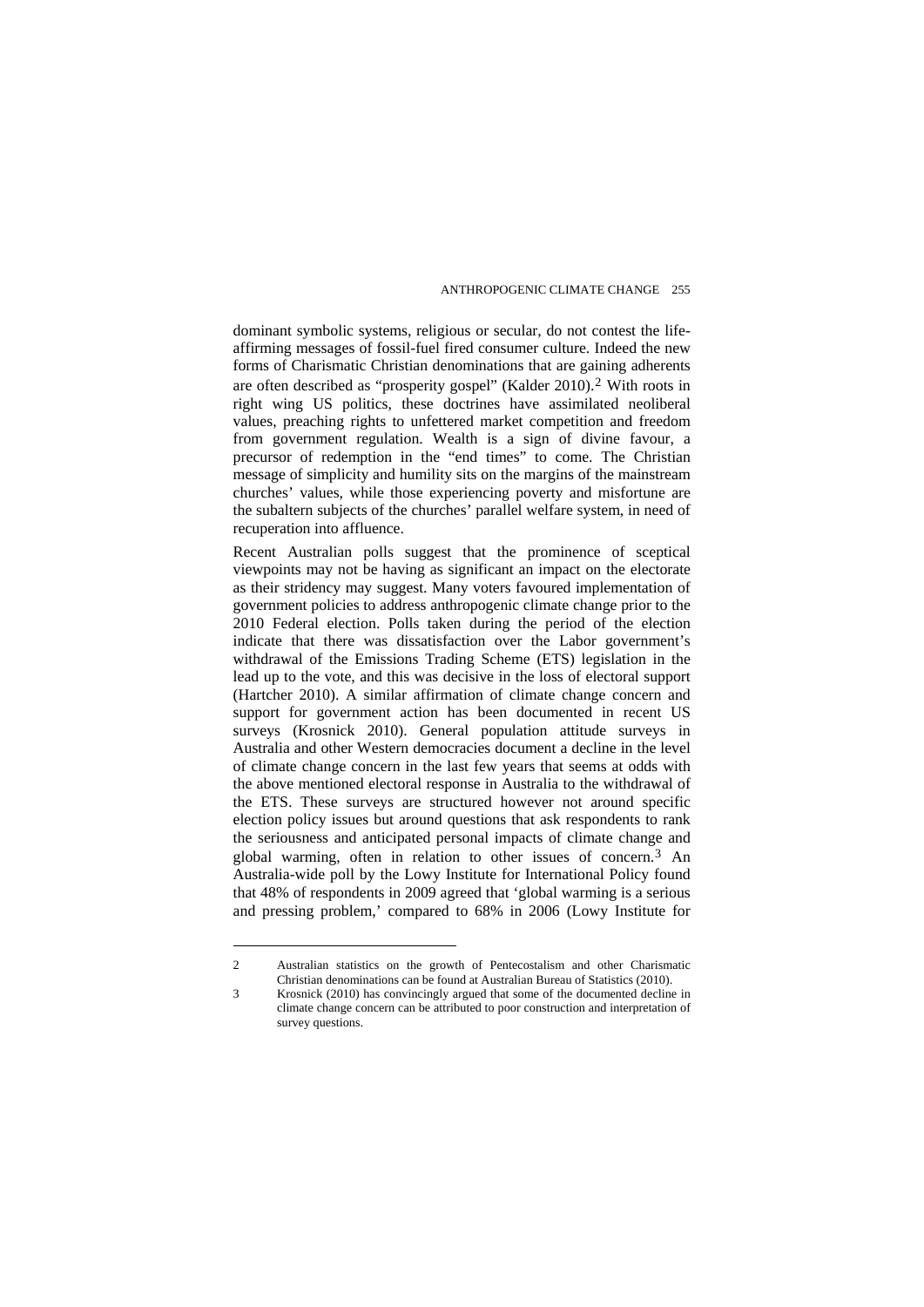dominant symbolic systems, religious or secular, do not contest the life-affirming messages of fossil-fuel fired consumer culture. Indeed the new forms of Charismatic Christian denominations that are gaining adherents are often described as "prosperity gospel" (Kalder 2010).[2] With roots in right wing US politics, these doctrines have assimilated neoliberal values, preaching rights to unfettered market competition and freedom from government regulation. Wealth is a sign of divine favour, a precursor of redemption in the "end times" to come. The Christian message of simplicity and humility sits on the margins of the mainstream churches' values, while those experiencing poverty and misfortune are the subaltern subjects of the churches' parallel welfare system, in need of recuperation into affluence.

Recent Australian polls suggest that the prominence of sceptical viewpoints may not be having as significant an impact on the electorate as their stridency may suggest. Many voters favoured implementation of government policies to address anthropogenic climate change prior to the 2010 Federal election. Polls taken during the period of the election indicate that there was dissatisfaction over the Labor government's withdrawal of the Emissions Trading Scheme (ETS) legislation in the lead up to the vote, and this was decisive in the loss of electoral support (Hartcher 2010). A similar affirmation of climate change concern and support for government action has been documented in recent US surveys (Krosnick 2010). General population attitude surveys in Australia and other Western democracies document a decline in the level of climate change concern in the last few years that seems at odds with the above mentioned electoral response in Australia to the withdrawal of the ETS. These surveys are structured however not around specific election policy issues but around questions that ask respondents to rank the seriousness and anticipated personal impacts of climate change and global warming, often in relation to other issues of concern.[3] An Australia-wide poll by the Lowy Institute for International Policy found that 48% of respondents in 2009 agreed that 'global warming is a serious and pressing problem,' compared to 68% in 2006 (Lowy Institute for

---

2 Australian statistics on the growth of Pentecostalism and other Charismatic Christian denominations can be found at Australian Bureau of Statistics (2010).

3 Krosnick (2010) has convincingly argued that some of the documented decline in climate change concern can be attributed to poor construction and interpretation of survey questions.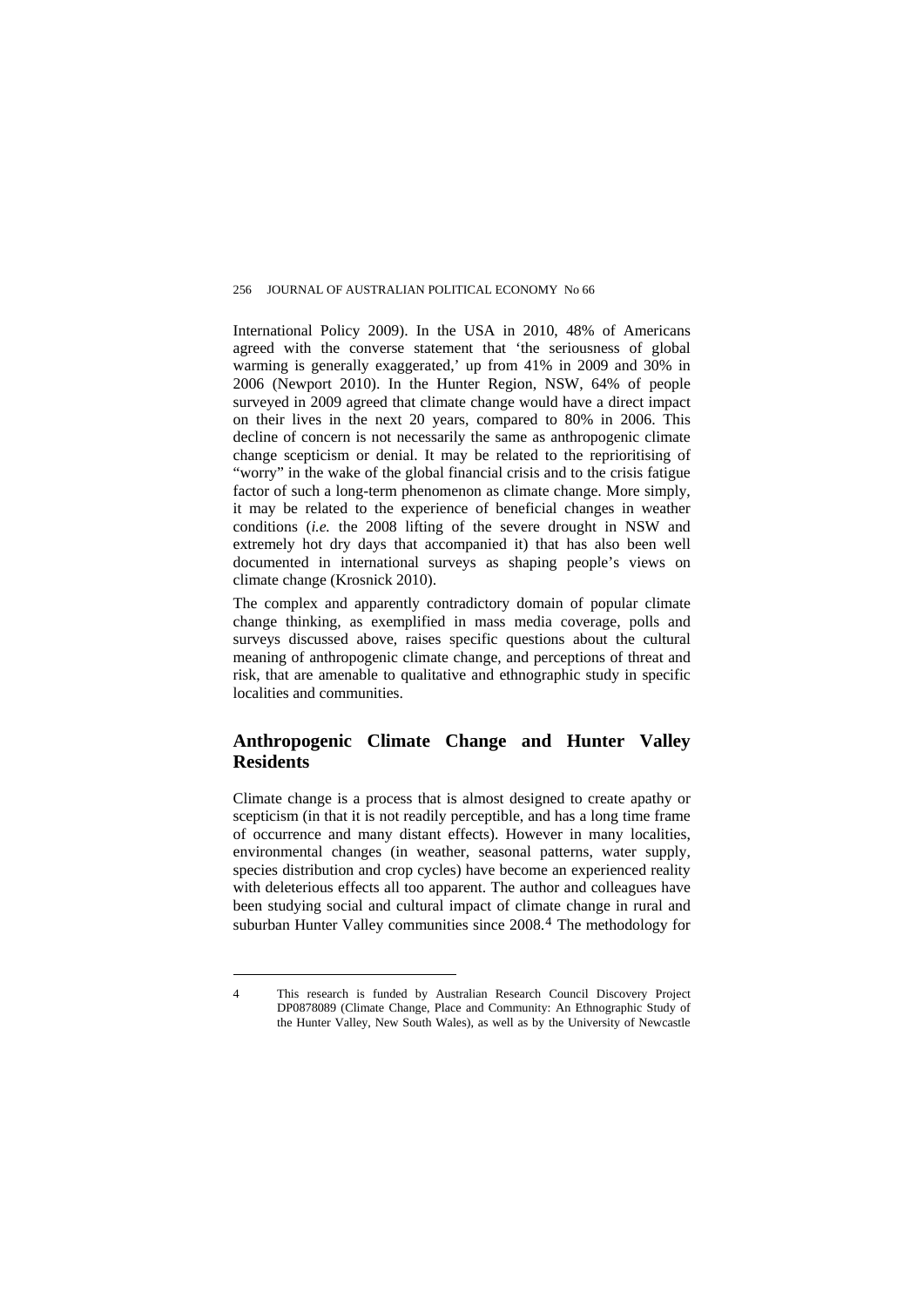International Policy 2009). In the USA in 2010, 48% of Americans agreed with the converse statement that 'the seriousness of global warming is generally exaggerated,' up from 41% in 2009 and 30% in 2006 (Newport 2010). In the Hunter Region, NSW, 64% of people surveyed in 2009 agreed that climate change would have a direct impact on their lives in the next 20 years, compared to 80% in 2006. This decline of concern is not necessarily the same as anthropogenic climate change scepticism or denial. It may be related to the reprioritising of "worry" in the wake of the global financial crisis and to the crisis fatigue factor of such a long-term phenomenon as climate change. More simply, it may be related to the experience of beneficial changes in weather conditions (*i.e.* the 2008 lifting of the severe drought in NSW and extremely hot dry days that accompanied it) that has also been well documented in international surveys as shaping people's views on climate change (Krosnick 2010).

The complex and apparently contradictory domain of popular climate change thinking, as exemplified in mass media coverage, polls and surveys discussed above, raises specific questions about the cultural meaning of anthropogenic climate change, and perceptions of threat and risk, that are amenable to qualitative and ethnographic study in specific localities and communities.

## Anthropogenic Climate Change and Hunter Valley Residents

Climate change is a process that is almost designed to create apathy or scepticism (in that it is not readily perceptible, and has a long time frame of occurrence and many distant effects). However in many localities, environmental changes (in weather, seasonal patterns, water supply, species distribution and crop cycles) have become an experienced reality with deleterious effects all too apparent. The author and colleagues have been studying social and cultural impact of climate change in rural and suburban Hunter Valley communities since 2008.[4] The methodology for

---

4 This research is funded by Australian Research Council Discovery Project DP0878089 (Climate Change, Place and Community: An Ethnographic Study of the Hunter Valley, New South Wales), as well as by the University of Newcastle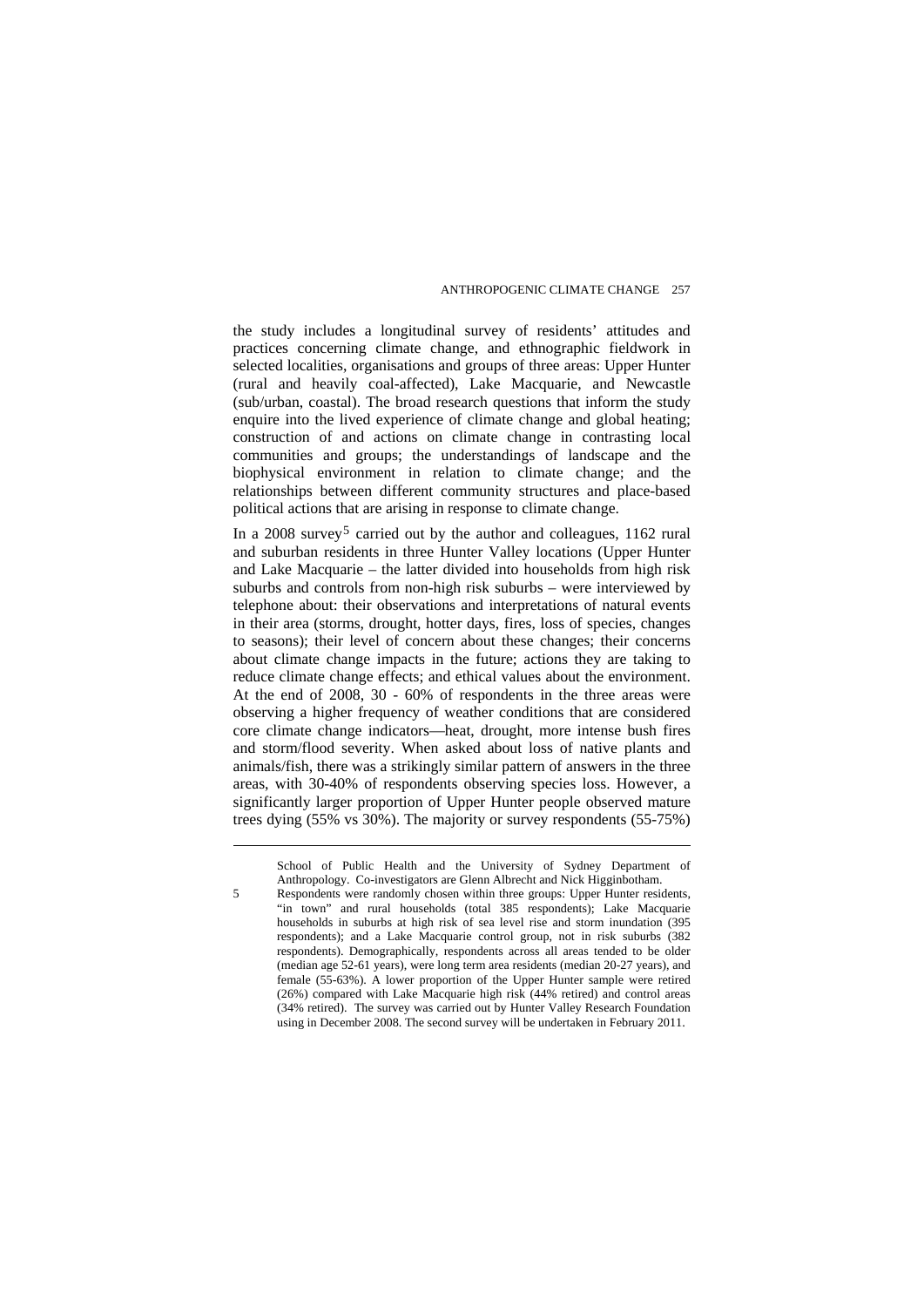the study includes a longitudinal survey of residents' attitudes and practices concerning climate change, and ethnographic fieldwork in selected localities, organisations and groups of three areas: Upper Hunter (rural and heavily coal-affected), Lake Macquarie, and Newcastle (sub/urban, coastal). The broad research questions that inform the study enquire into the lived experience of climate change and global heating; construction of and actions on climate change in contrasting local communities and groups; the understandings of landscape and the biophysical environment in relation to climate change; and the relationships between different community structures and place-based political actions that are arising in response to climate change.

In a 2008 survey[5] carried out by the author and colleagues, 1162 rural and suburban residents in three Hunter Valley locations (Upper Hunter and Lake Macquarie – the latter divided into households from high risk suburbs and controls from non-high risk suburbs – were interviewed by telephone about: their observations and interpretations of natural events in their area (storms, drought, hotter days, fires, loss of species, changes to seasons); their level of concern about these changes; their concerns about climate change impacts in the future; actions they are taking to reduce climate change effects; and ethical values about the environment. At the end of 2008, 30 - 60% of respondents in the three areas were observing a higher frequency of weather conditions that are considered core climate change indicators—heat, drought, more intense bush fires and storm/flood severity. When asked about loss of native plants and animals/fish, there was a strikingly similar pattern of answers in the three areas, with 30-40% of respondents observing species loss. However, a significantly larger proportion of Upper Hunter people observed mature trees dying (55% vs 30%). The majority or survey respondents (55-75%)

---

School of Public Health and the University of Sydney Department of Anthropology. Co-investigators are Glenn Albrecht and Nick Higginbotham.

5 Respondents were randomly chosen within three groups: Upper Hunter residents, "in town" and rural households (total 385 respondents); Lake Macquarie households in suburbs at high risk of sea level rise and storm inundation (395 respondents); and a Lake Macquarie control group, not in risk suburbs (382 respondents). Demographically, respondents across all areas tended to be older (median age 52-61 years), were long term area residents (median 20-27 years), and female (55-63%). A lower proportion of the Upper Hunter sample were retired (26%) compared with Lake Macquarie high risk (44% retired) and control areas (34% retired). The survey was carried out by Hunter Valley Research Foundation using in December 2008. The second survey will be undertaken in February 2011.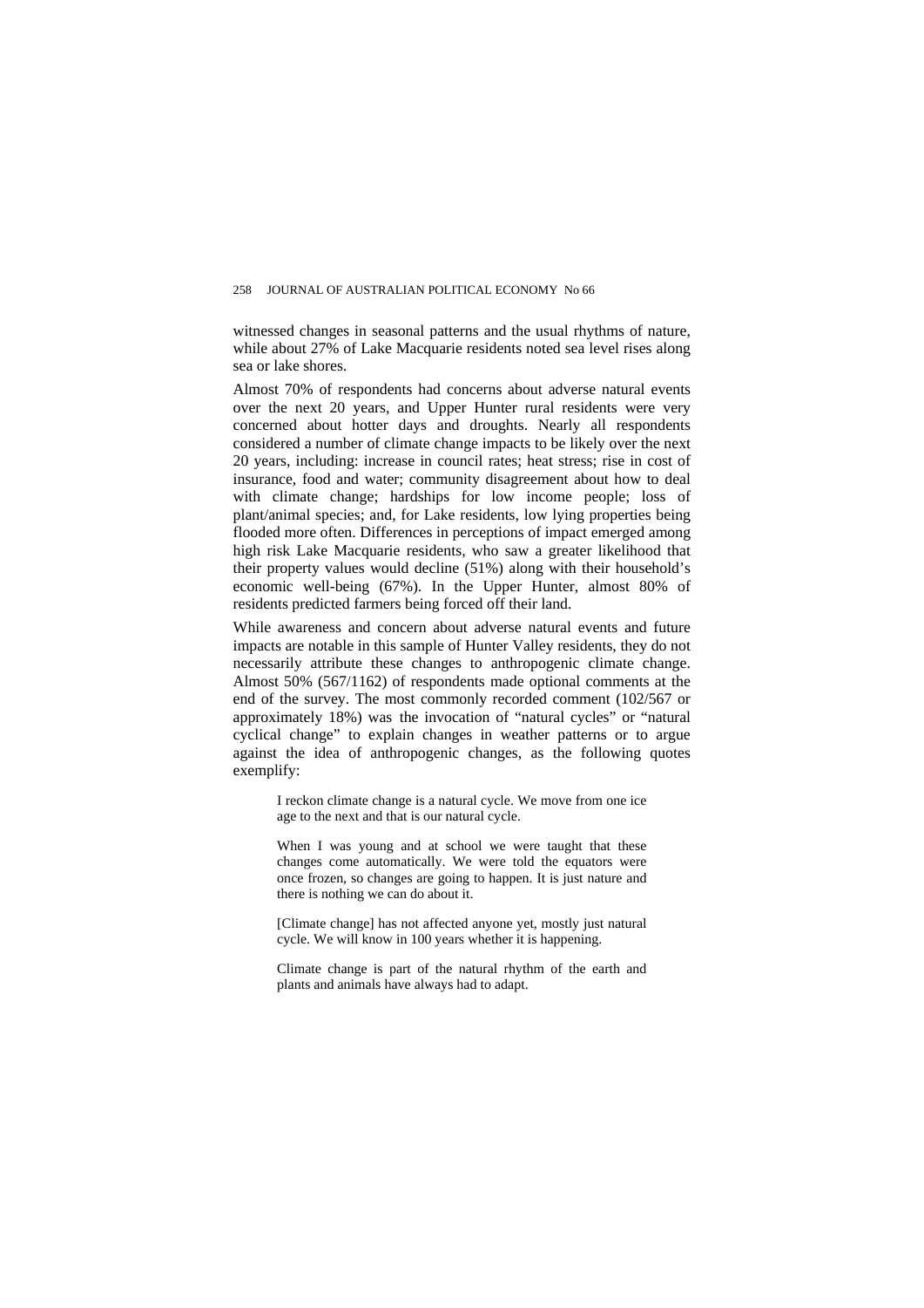witnessed changes in seasonal patterns and the usual rhythms of nature, while about 27% of Lake Macquarie residents noted sea level rises along sea or lake shores.

Almost 70% of respondents had concerns about adverse natural events over the next 20 years, and Upper Hunter rural residents were very concerned about hotter days and droughts. Nearly all respondents considered a number of climate change impacts to be likely over the next 20 years, including: increase in council rates; heat stress; rise in cost of insurance, food and water; community disagreement about how to deal with climate change; hardships for low income people; loss of plant/animal species; and, for Lake residents, low lying properties being flooded more often. Differences in perceptions of impact emerged among high risk Lake Macquarie residents, who saw a greater likelihood that their property values would decline (51%) along with their household's economic well-being (67%). In the Upper Hunter, almost 80% of residents predicted farmers being forced off their land.

While awareness and concern about adverse natural events and future impacts are notable in this sample of Hunter Valley residents, they do not necessarily attribute these changes to anthropogenic climate change. Almost 50% (567/1162) of respondents made optional comments at the end of the survey. The most commonly recorded comment (102/567 or approximately 18%) was the invocation of "natural cycles" or "natural cyclical change" to explain changes in weather patterns or to argue against the idea of anthropogenic changes, as the following quotes exemplify:

> I reckon climate change is a natural cycle. We move from one ice age to the next and that is our natural cycle.

> When I was young and at school we were taught that these changes come automatically. We were told the equators were once frozen, so changes are going to happen. It is just nature and there is nothing we can do about it.

> [Climate change] has not affected anyone yet, mostly just natural cycle. We will know in 100 years whether it is happening.

> Climate change is part of the natural rhythm of the earth and plants and animals have always had to adapt.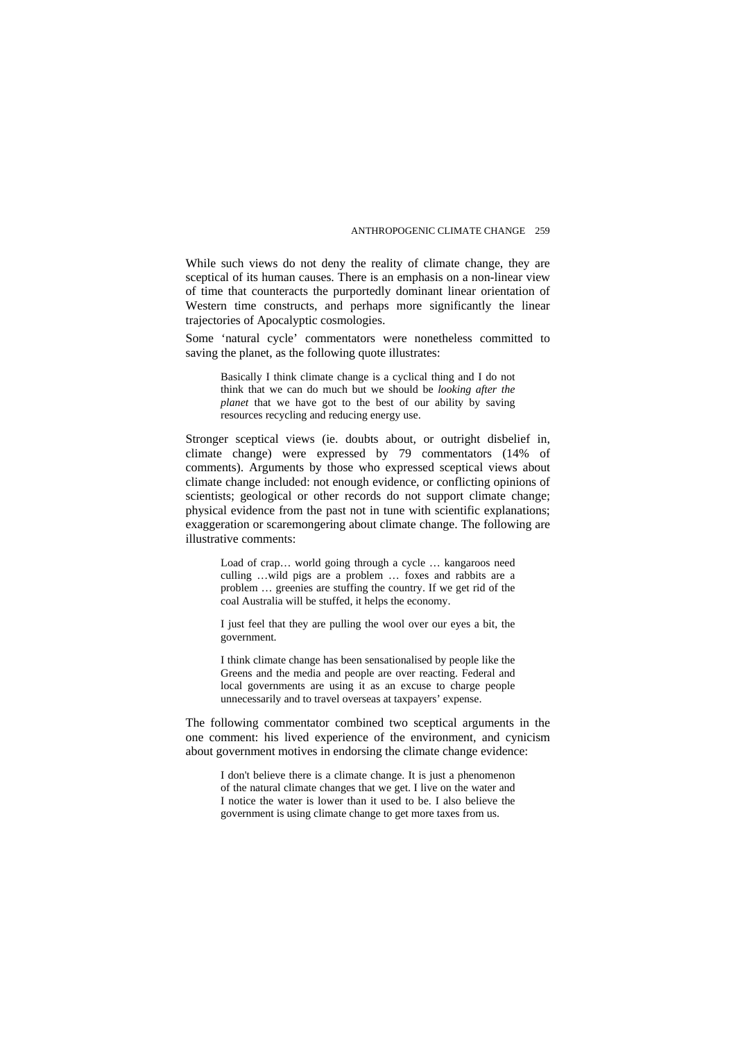While such views do not deny the reality of climate change, they are sceptical of its human causes. There is an emphasis on a non-linear view of time that counteracts the purportedly dominant linear orientation of Western time constructs, and perhaps more significantly the linear trajectories of Apocalyptic cosmologies.

Some 'natural cycle' commentators were nonetheless committed to saving the planet, as the following quote illustrates:

> Basically I think climate change is a cyclical thing and I do not think that we can do much but we should be *looking after the planet* that we have got to the best of our ability by saving resources recycling and reducing energy use.

Stronger sceptical views (ie. doubts about, or outright disbelief in, climate change) were expressed by 79 commentators (14% of comments). Arguments by those who expressed sceptical views about climate change included: not enough evidence, or conflicting opinions of scientists; geological or other records do not support climate change; physical evidence from the past not in tune with scientific explanations; exaggeration or scaremongering about climate change. The following are illustrative comments:

> Load of crap… world going through a cycle … kangaroos need culling …wild pigs are a problem … foxes and rabbits are a problem … greenies are stuffing the country. If we get rid of the coal Australia will be stuffed, it helps the economy.

> I just feel that they are pulling the wool over our eyes a bit, the government.

> I think climate change has been sensationalised by people like the Greens and the media and people are over reacting. Federal and local governments are using it as an excuse to charge people unnecessarily and to travel overseas at taxpayers' expense.

The following commentator combined two sceptical arguments in the one comment: his lived experience of the environment, and cynicism about government motives in endorsing the climate change evidence:

> I don't believe there is a climate change. It is just a phenomenon of the natural climate changes that we get. I live on the water and I notice the water is lower than it used to be. I also believe the government is using climate change to get more taxes from us.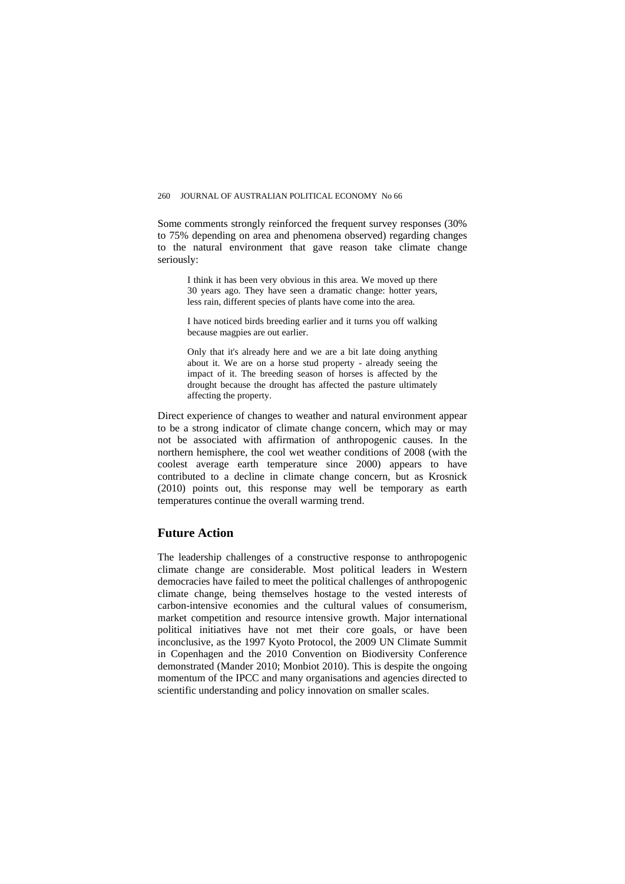Some comments strongly reinforced the frequent survey responses (30% to 75% depending on area and phenomena observed) regarding changes to the natural environment that gave reason take climate change seriously:

> I think it has been very obvious in this area. We moved up there 30 years ago. They have seen a dramatic change: hotter years, less rain, different species of plants have come into the area.
>
> I have noticed birds breeding earlier and it turns you off walking because magpies are out earlier.
>
> Only that it's already here and we are a bit late doing anything about it. We are on a horse stud property - already seeing the impact of it. The breeding season of horses is affected by the drought because the drought has affected the pasture ultimately affecting the property.

Direct experience of changes to weather and natural environment appear to be a strong indicator of climate change concern, which may or may not be associated with affirmation of anthropogenic causes. In the northern hemisphere, the cool wet weather conditions of 2008 (with the coolest average earth temperature since 2000) appears to have contributed to a decline in climate change concern, but as Krosnick (2010) points out, this response may well be temporary as earth temperatures continue the overall warming trend.

## Future Action

The leadership challenges of a constructive response to anthropogenic climate change are considerable. Most political leaders in Western democracies have failed to meet the political challenges of anthropogenic climate change, being themselves hostage to the vested interests of carbon-intensive economies and the cultural values of consumerism, market competition and resource intensive growth. Major international political initiatives have not met their core goals, or have been inconclusive, as the 1997 Kyoto Protocol, the 2009 UN Climate Summit in Copenhagen and the 2010 Convention on Biodiversity Conference demonstrated (Mander 2010; Monbiot 2010). This is despite the ongoing momentum of the IPCC and many organisations and agencies directed to scientific understanding and policy innovation on smaller scales.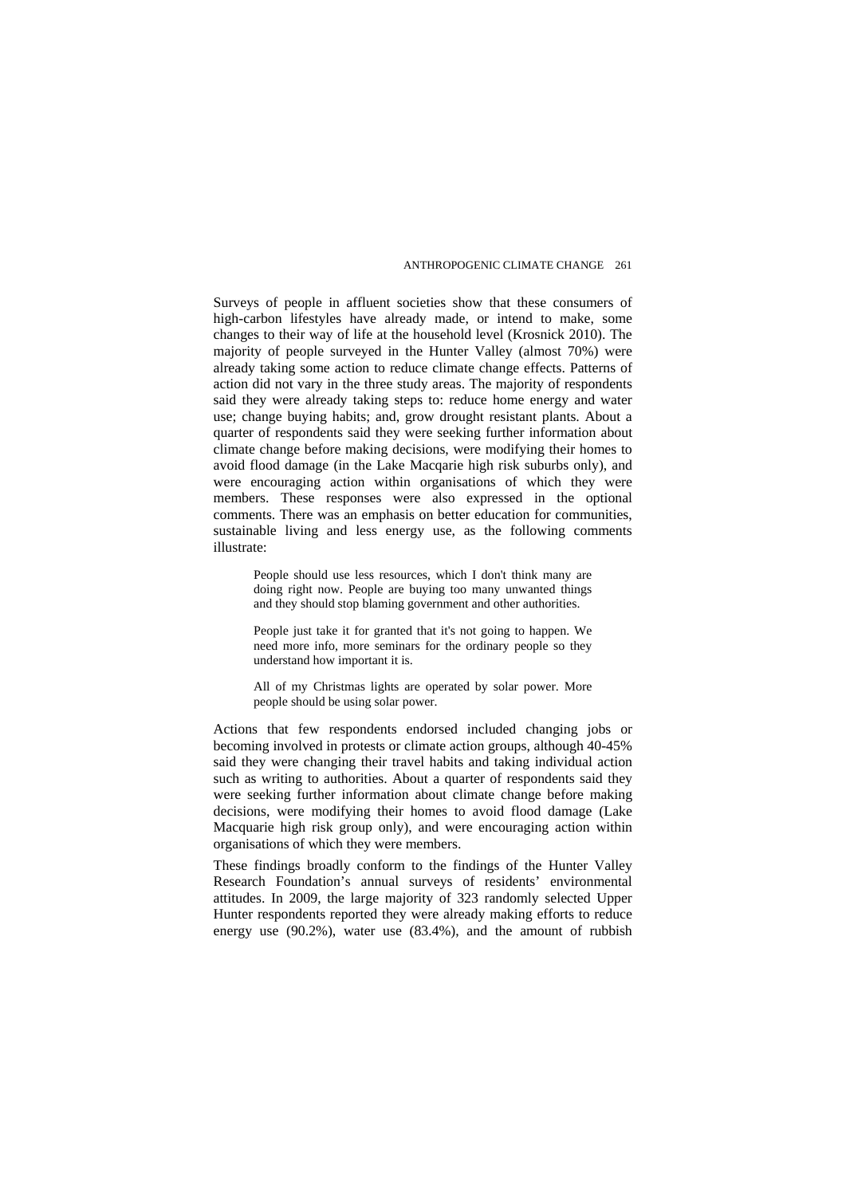Surveys of people in affluent societies show that these consumers of high-carbon lifestyles have already made, or intend to make, some changes to their way of life at the household level (Krosnick 2010). The majority of people surveyed in the Hunter Valley (almost 70%) were already taking some action to reduce climate change effects. Patterns of action did not vary in the three study areas. The majority of respondents said they were already taking steps to: reduce home energy and water use; change buying habits; and, grow drought resistant plants. About a quarter of respondents said they were seeking further information about climate change before making decisions, were modifying their homes to avoid flood damage (in the Lake Macqarie high risk suburbs only), and were encouraging action within organisations of which they were members. These responses were also expressed in the optional comments. There was an emphasis on better education for communities, sustainable living and less energy use, as the following comments illustrate:

> People should use less resources, which I don't think many are doing right now. People are buying too many unwanted things and they should stop blaming government and other authorities.
>
> People just take it for granted that it's not going to happen. We need more info, more seminars for the ordinary people so they understand how important it is.
>
> All of my Christmas lights are operated by solar power. More people should be using solar power.

Actions that few respondents endorsed included changing jobs or becoming involved in protests or climate action groups, although 40-45% said they were changing their travel habits and taking individual action such as writing to authorities. About a quarter of respondents said they were seeking further information about climate change before making decisions, were modifying their homes to avoid flood damage (Lake Macquarie high risk group only), and were encouraging action within organisations of which they were members.

These findings broadly conform to the findings of the Hunter Valley Research Foundation's annual surveys of residents' environmental attitudes. In 2009, the large majority of 323 randomly selected Upper Hunter respondents reported they were already making efforts to reduce energy use (90.2%), water use (83.4%), and the amount of rubbish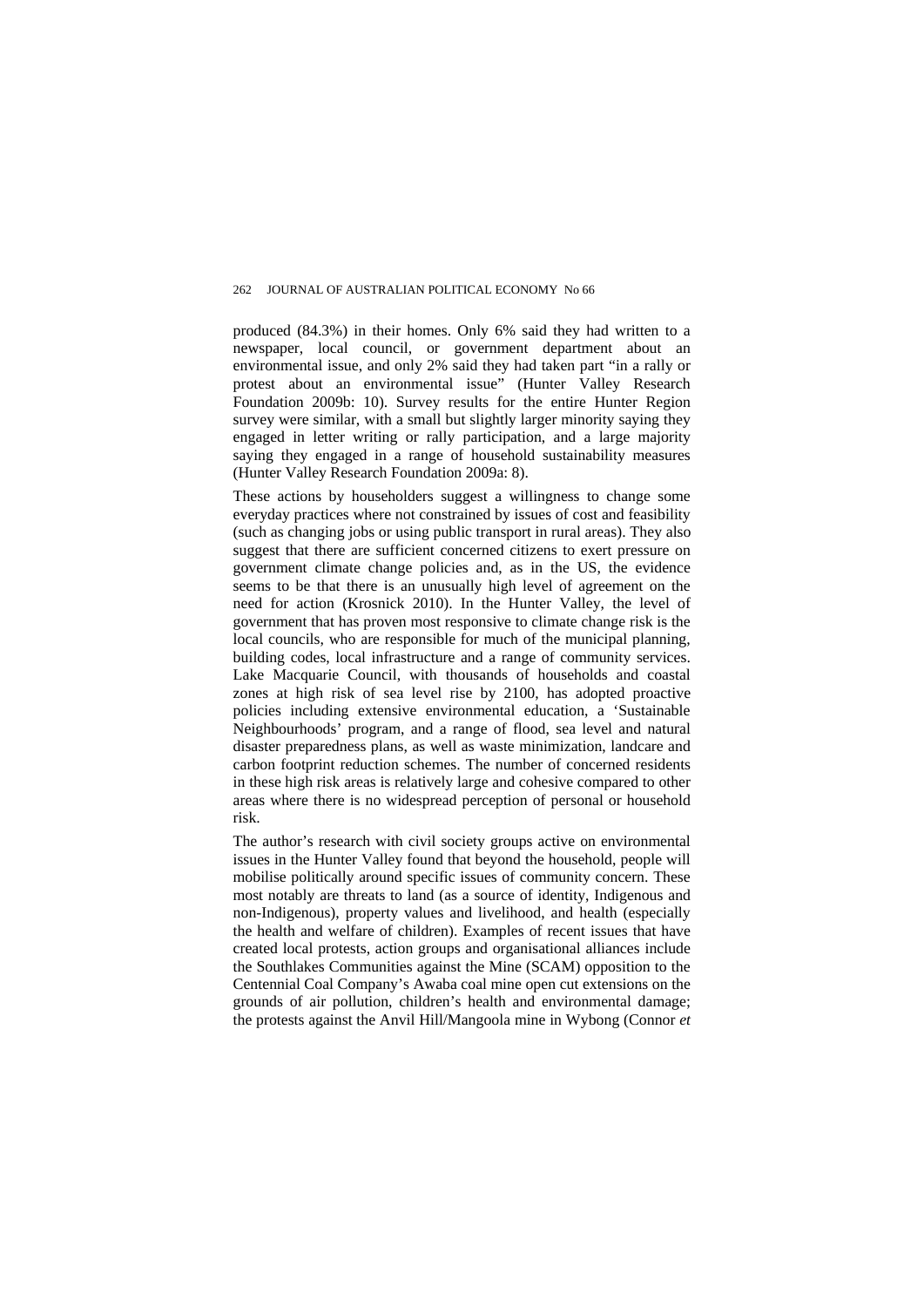produced (84.3%) in their homes. Only 6% said they had written to a newspaper, local council, or government department about an environmental issue, and only 2% said they had taken part "in a rally or protest about an environmental issue" (Hunter Valley Research Foundation 2009b: 10). Survey results for the entire Hunter Region survey were similar, with a small but slightly larger minority saying they engaged in letter writing or rally participation, and a large majority saying they engaged in a range of household sustainability measures (Hunter Valley Research Foundation 2009a: 8).

These actions by householders suggest a willingness to change some everyday practices where not constrained by issues of cost and feasibility (such as changing jobs or using public transport in rural areas). They also suggest that there are sufficient concerned citizens to exert pressure on government climate change policies and, as in the US, the evidence seems to be that there is an unusually high level of agreement on the need for action (Krosnick 2010). In the Hunter Valley, the level of government that has proven most responsive to climate change risk is the local councils, who are responsible for much of the municipal planning, building codes, local infrastructure and a range of community services. Lake Macquarie Council, with thousands of households and coastal zones at high risk of sea level rise by 2100, has adopted proactive policies including extensive environmental education, a 'Sustainable Neighbourhoods' program, and a range of flood, sea level and natural disaster preparedness plans, as well as waste minimization, landcare and carbon footprint reduction schemes. The number of concerned residents in these high risk areas is relatively large and cohesive compared to other areas where there is no widespread perception of personal or household risk.

The author's research with civil society groups active on environmental issues in the Hunter Valley found that beyond the household, people will mobilise politically around specific issues of community concern. These most notably are threats to land (as a source of identity, Indigenous and non-Indigenous), property values and livelihood, and health (especially the health and welfare of children). Examples of recent issues that have created local protests, action groups and organisational alliances include the Southlakes Communities against the Mine (SCAM) opposition to the Centennial Coal Company's Awaba coal mine open cut extensions on the grounds of air pollution, children's health and environmental damage; the protests against the Anvil Hill/Mangoola mine in Wybong (Connor *et*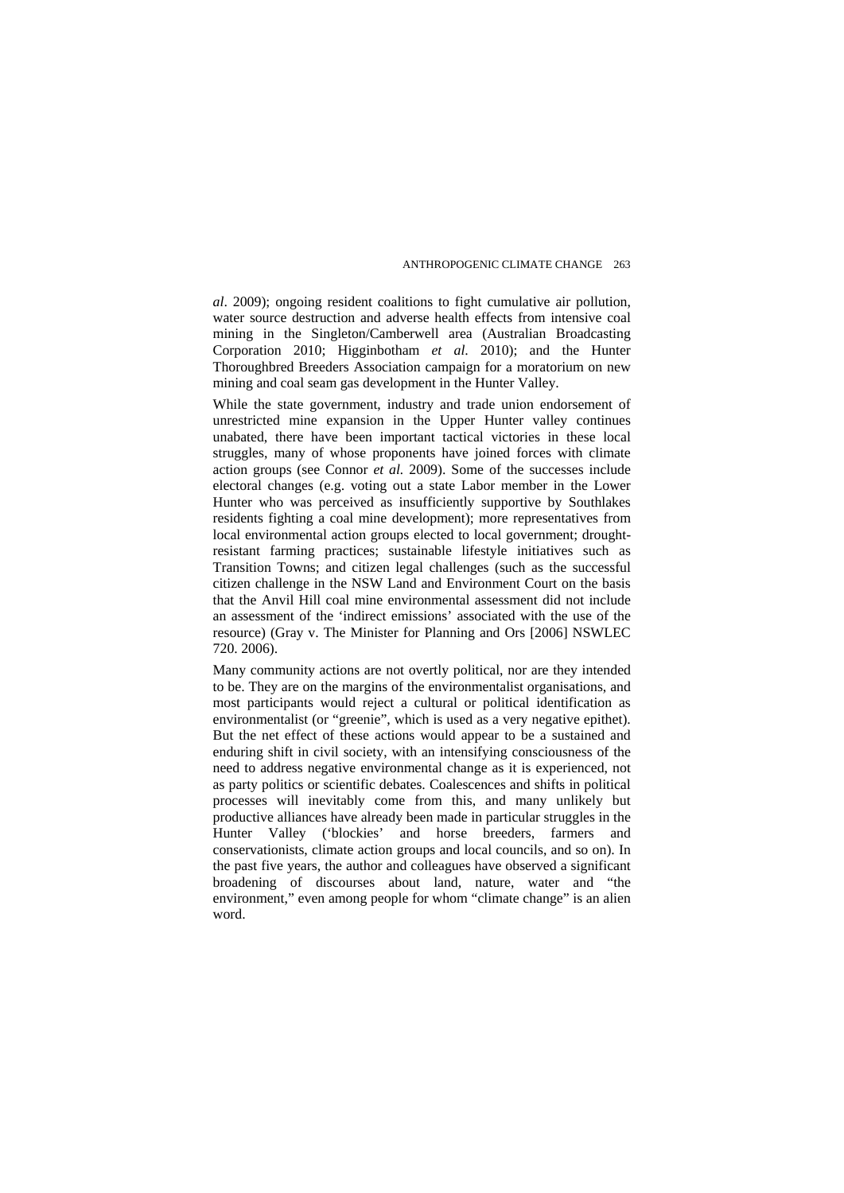*al*. 2009); ongoing resident coalitions to fight cumulative air pollution, water source destruction and adverse health effects from intensive coal mining in the Singleton/Camberwell area (Australian Broadcasting Corporation 2010; Higginbotham *et al.* 2010); and the Hunter Thoroughbred Breeders Association campaign for a moratorium on new mining and coal seam gas development in the Hunter Valley.

While the state government, industry and trade union endorsement of unrestricted mine expansion in the Upper Hunter valley continues unabated, there have been important tactical victories in these local struggles, many of whose proponents have joined forces with climate action groups (see Connor *et al.* 2009). Some of the successes include electoral changes (e.g. voting out a state Labor member in the Lower Hunter who was perceived as insufficiently supportive by Southlakes residents fighting a coal mine development); more representatives from local environmental action groups elected to local government; drought-resistant farming practices; sustainable lifestyle initiatives such as Transition Towns; and citizen legal challenges (such as the successful citizen challenge in the NSW Land and Environment Court on the basis that the Anvil Hill coal mine environmental assessment did not include an assessment of the 'indirect emissions' associated with the use of the resource) (Gray v. The Minister for Planning and Ors [2006] NSWLEC 720. 2006).

Many community actions are not overtly political, nor are they intended to be. They are on the margins of the environmentalist organisations, and most participants would reject a cultural or political identification as environmentalist (or "greenie", which is used as a very negative epithet). But the net effect of these actions would appear to be a sustained and enduring shift in civil society, with an intensifying consciousness of the need to address negative environmental change as it is experienced, not as party politics or scientific debates. Coalescences and shifts in political processes will inevitably come from this, and many unlikely but productive alliances have already been made in particular struggles in the Hunter Valley ('blockies' and horse breeders, farmers and conservationists, climate action groups and local councils, and so on). In the past five years, the author and colleagues have observed a significant broadening of discourses about land, nature, water and "the environment," even among people for whom "climate change" is an alien word.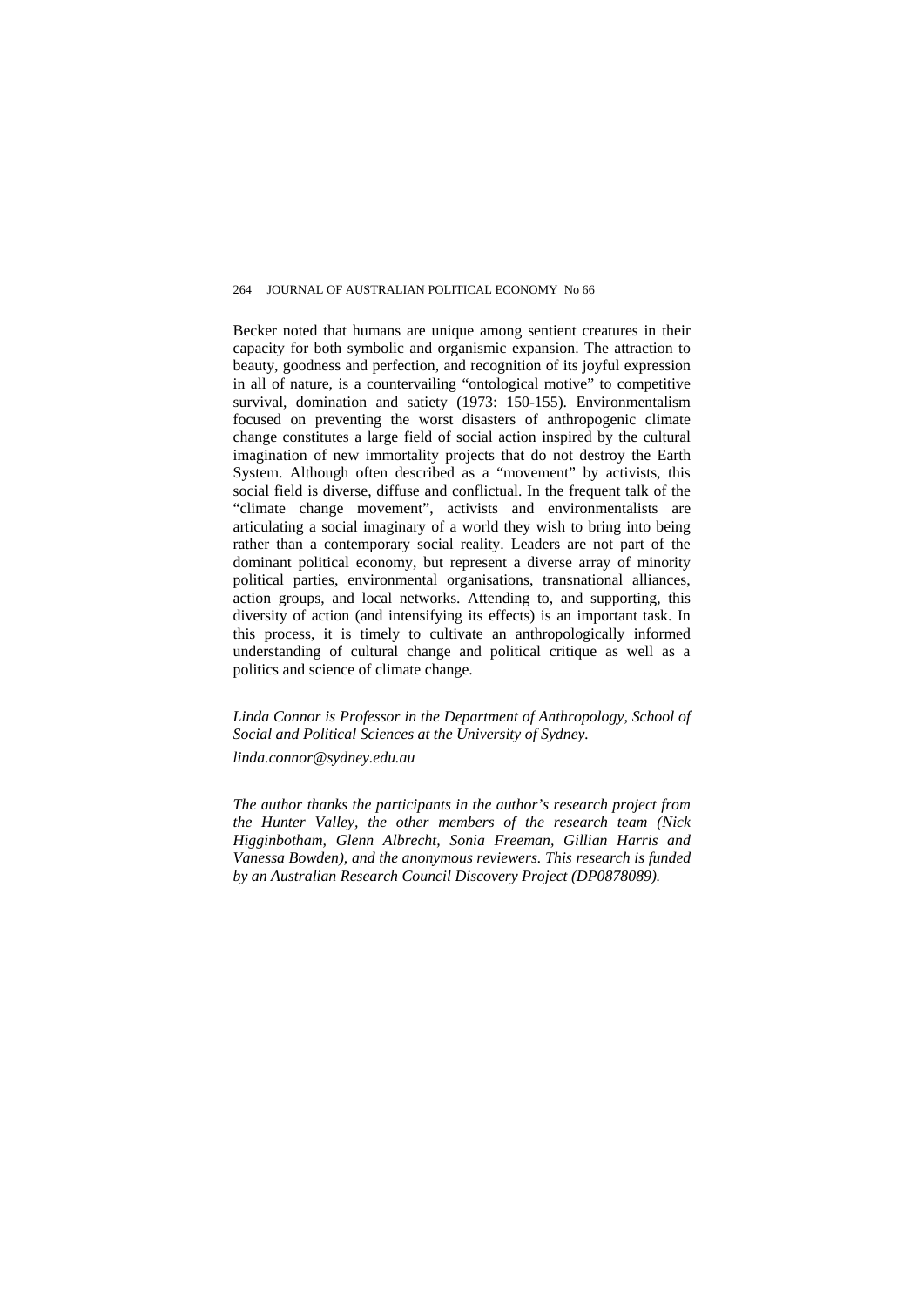Becker noted that humans are unique among sentient creatures in their capacity for both symbolic and organismic expansion. The attraction to beauty, goodness and perfection, and recognition of its joyful expression in all of nature, is a countervailing "ontological motive" to competitive survival, domination and satiety (1973: 150-155). Environmentalism focused on preventing the worst disasters of anthropogenic climate change constitutes a large field of social action inspired by the cultural imagination of new immortality projects that do not destroy the Earth System. Although often described as a "movement" by activists, this social field is diverse, diffuse and conflictual. In the frequent talk of the "climate change movement", activists and environmentalists are articulating a social imaginary of a world they wish to bring into being rather than a contemporary social reality. Leaders are not part of the dominant political economy, but represent a diverse array of minority political parties, environmental organisations, transnational alliances, action groups, and local networks. Attending to, and supporting, this diversity of action (and intensifying its effects) is an important task. In this process, it is timely to cultivate an anthropologically informed understanding of cultural change and political critique as well as a politics and science of climate change.

*Linda Connor is Professor in the Department of Anthropology, School of Social and Political Sciences at the University of Sydney.*

*linda.connor@sydney.edu.au*

*The author thanks the participants in the author's research project from the Hunter Valley, the other members of the research team (Nick Higginbotham, Glenn Albrecht, Sonia Freeman, Gillian Harris and Vanessa Bowden), and the anonymous reviewers. This research is funded by an Australian Research Council Discovery Project (DP0878089).*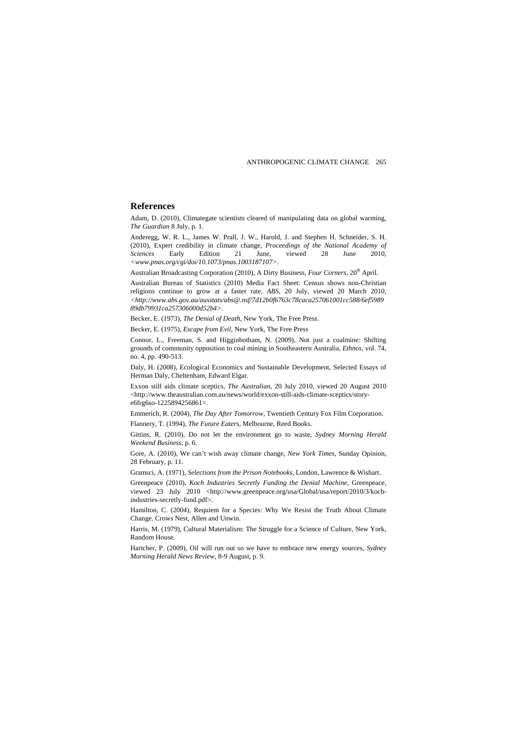## References

Adam, D. (2010), Climategate scientists cleared of manipulating data on global warming, *The Guardian* 8 July, p. 1.

Anderegg, W. R. L., James W. Prall, J. W., Harold, J. and Stephen H. Schneider, S. H. (2010), Expert credibility in climate change, *Proceedings of the National Academy of Sciences* Early Edition 21 June, viewed 28 June 2010, *<www.pnas.org/cgi/doi/10.1073/pnas.1003187107>*.

Australian Broadcasting Corporation (2010), A Dirty Business, *Four Corners*, 20th April.

Australian Bureau of Statistics (2010) Media Fact Sheet: Census shows non-Christian religions continue to grow at a faster rate, *ABS*, 20 July, viewed 20 March 2010, *<http://www.abs.gov.au/ausstats/abs@.nsf/7d12b0f6763c78caca257061001cc588/6ef5989 89db79931ca257306000d52b4>*.

Becker, E. (1973), *The Denial of Death*, New York, The Free Press.

Becker, E. (1975), *Escape from Evil*, New York, The Free Press

Connor, L., Freeman, S. and Higginbotham, N. (2009), Not just a coalmine: Shifting grounds of community opposition to coal mining in Southeastern Australia, *Ethnos*, vol. 74, no. 4, pp. 490-513.

Daly, H. (2008), Ecological Economics and Sustainable Development, Selected Essays of Herman Daly, Cheltenham, Edward Elgar.

Exxon still aids climate sceptics, *The Australian*, 20 July 2010, viewed 20 August 2010 <http://www.theaustralian.com.au/news/world/exxon-still-aids-climate-sceptics/story-e6frg6so-1225894256861>.

Emmerich, R. (2004), *The Day After Tomorrow*, Twentieth Century Fox Film Corporation.

Flannery, T. (1994), *The Future Eaters*, Melbourne, Reed Books.

Gittins, R. (2010), Do not let the environment go to waste, *Sydney Morning Herald Weekend Business*, p. 6.

Gore, A. (2010), We can't wish away climate change, *New York Times*, Sunday Opinion, 28 February, p. 11.

Gramsci, A. (1971), *Selections from the Prison Notebooks*, London, Lawrence & Wishart.

Greenpeace (2010), *Koch Industries Secretly Funding the Denial Machine*, Greenpeace, viewed 23 July 2010 <http://www.greenpeace.org/usa/Global/usa/report/2010/3/koch-industries-secretly-fund.pdf>.

Hamilton, C. (2004), Requiem for a Species: Why We Resist the Truth About Climate Change. Crows Nest, Allen and Unwin.

Harris, M. (1979), Cultural Materialism: The Struggle for a Science of Culture, New York, Random House.

Hartcher, P. (2009), Oil will run out so we have to embrace new energy sources, *Sydney Morning Herald News Review*, 8-9 August, p. 9.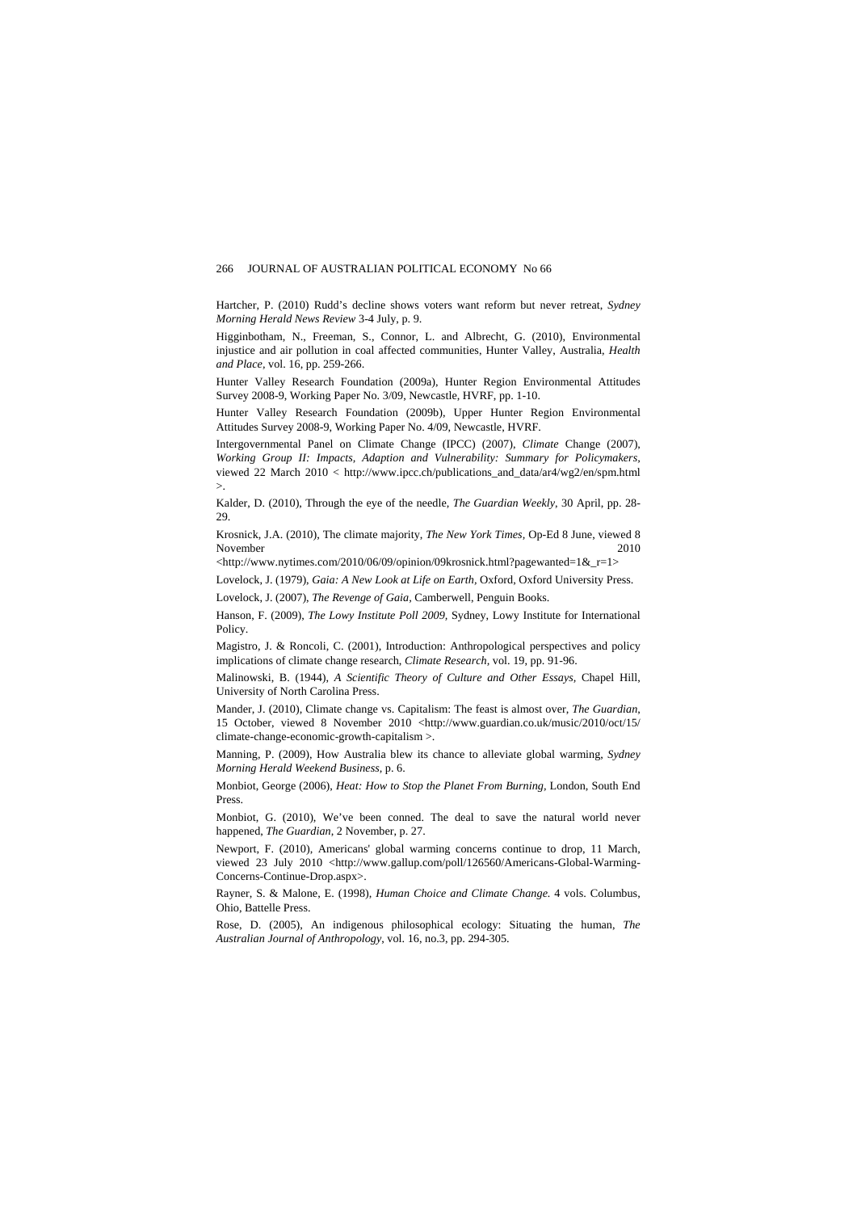Hartcher, P. (2010) Rudd's decline shows voters want reform but never retreat, *Sydney Morning Herald News Review* 3-4 July, p. 9.

Higginbotham, N., Freeman, S., Connor, L. and Albrecht, G. (2010), Environmental injustice and air pollution in coal affected communities, Hunter Valley, Australia, *Health and Place*, vol. 16, pp. 259-266.

Hunter Valley Research Foundation (2009a), Hunter Region Environmental Attitudes Survey 2008-9, Working Paper No. 3/09, Newcastle, HVRF, pp. 1-10.

Hunter Valley Research Foundation (2009b), Upper Hunter Region Environmental Attitudes Survey 2008-9, Working Paper No. 4/09, Newcastle, HVRF.

Intergovernmental Panel on Climate Change (IPCC) (2007), *Climate* Change (2007), *Working Group II: Impacts, Adaption and Vulnerability: Summary for Policymakers*, viewed 22 March 2010 < http://www.ipcc.ch/publications_and_data/ar4/wg2/en/spm.html >.

Kalder, D. (2010), Through the eye of the needle, *The Guardian Weekly*, 30 April, pp. 28-29.

Krosnick, J.A. (2010), The climate majority, *The New York Times*, Op-Ed 8 June, viewed 8 November 2010 <http://www.nytimes.com/2010/06/09/opinion/09krosnick.html?pagewanted=1&_r=1>

Lovelock, J. (1979), *Gaia: A New Look at Life on Earth*, Oxford, Oxford University Press.

Lovelock, J. (2007), *The Revenge of Gaia*, Camberwell, Penguin Books.

Hanson, F. (2009), *The Lowy Institute Poll 2009*, Sydney, Lowy Institute for International Policy.

Magistro, J. & Roncoli, C. (2001), Introduction: Anthropological perspectives and policy implications of climate change research, *Climate Research*, vol. 19, pp. 91-96.

Malinowski, B. (1944), *A Scientific Theory of Culture and Other Essays*, Chapel Hill, University of North Carolina Press.

Mander, J. (2010), Climate change vs. Capitalism: The feast is almost over, *The Guardian*, 15 October, viewed 8 November 2010 <http://www.guardian.co.uk/music/2010/oct/15/climate-change-economic-growth-capitalism >.

Manning, P. (2009), How Australia blew its chance to alleviate global warming, *Sydney Morning Herald Weekend Business*, p. 6.

Monbiot, George (2006), *Heat: How to Stop the Planet From Burning*, London, South End Press.

Monbiot, G. (2010), We've been conned. The deal to save the natural world never happened, *The Guardian*, 2 November, p. 27.

Newport, F. (2010), Americans' global warming concerns continue to drop, 11 March, viewed 23 July 2010 <http://www.gallup.com/poll/126560/Americans-Global-Warming-Concerns-Continue-Drop.aspx>.

Rayner, S. & Malone, E. (1998), *Human Choice and Climate Change*. 4 vols. Columbus, Ohio, Battelle Press.

Rose, D. (2005), An indigenous philosophical ecology: Situating the human, *The Australian Journal of Anthropology*, vol. 16, no.3, pp. 294-305.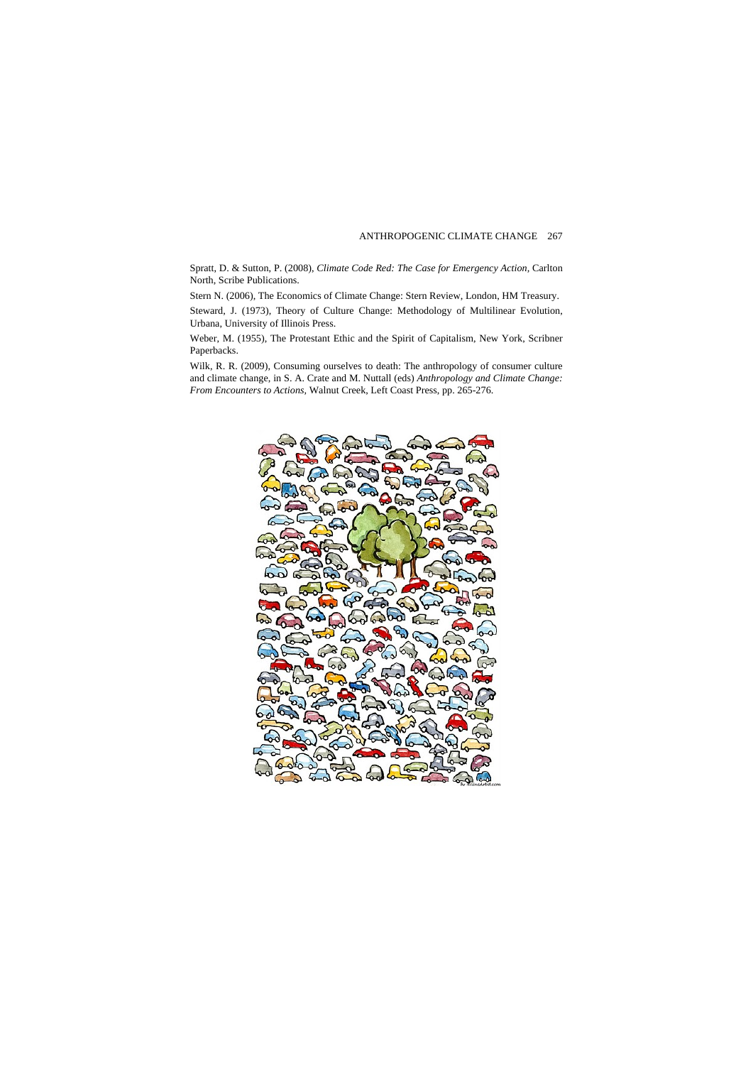Spratt, D. & Sutton, P. (2008), *Climate Code Red: The Case for Emergency Action*, Carlton North, Scribe Publications.

Stern N. (2006), The Economics of Climate Change: Stern Review, London, HM Treasury.

Steward, J. (1973), Theory of Culture Change: Methodology of Multilinear Evolution, Urbana, University of Illinois Press.

Weber, M. (1955), The Protestant Ethic and the Spirit of Capitalism, New York, Scribner Paperbacks.

Wilk, R. R. (2009), Consuming ourselves to death: The anthropology of consumer culture and climate change, in S. A. Crate and M. Nuttall (eds) *Anthropology and Climate Change: From Encounters to Actions*, Walnut Creek, Left Coast Press, pp. 265-276.